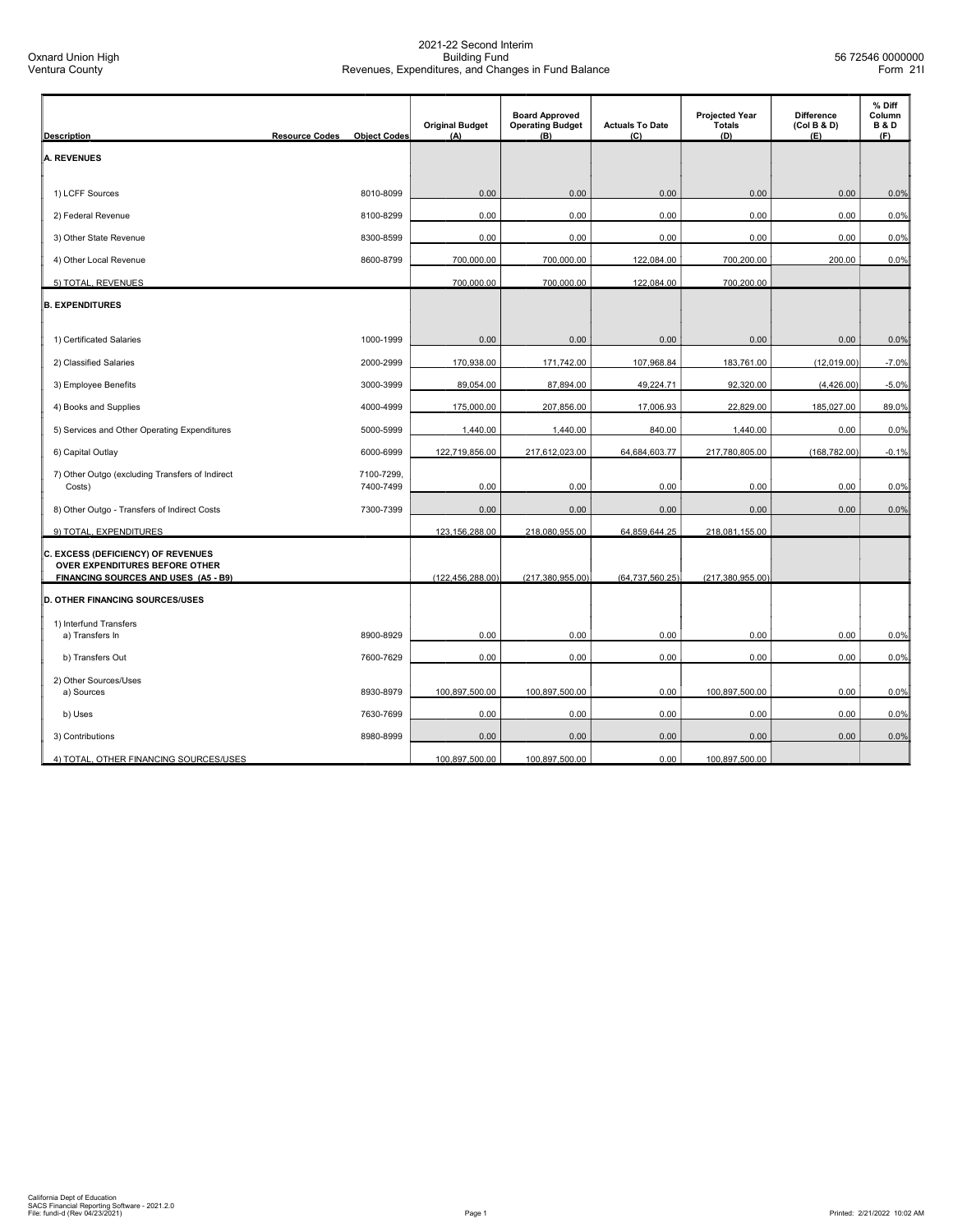Oxnard Union High
Ventura County

# 2021-22 Second Interim
## Building Fund
## Revenues, Expenditures, and Changes in Fund Balance

56 72546 0000000
Form 21I

| Description | Resource Codes | Object Codes | Original Budget (A) | Board Approved Operating Budget (B) | Actuals To Date (C) | Projected Year Totals (D) | Difference (Col B & D) (E) | % Diff Column B & D (F) |
|---|---|---|---|---|---|---|---|---|
| **A. REVENUES** | | | | | | | | |
| 1) LCFF Sources | | 8010-8099 | 0.00 | 0.00 | 0.00 | 0.00 | 0.00 | 0.0% |
| 2) Federal Revenue | | 8100-8299 | 0.00 | 0.00 | 0.00 | 0.00 | 0.00 | 0.0% |
| 3) Other State Revenue | | 8300-8599 | 0.00 | 0.00 | 0.00 | 0.00 | 0.00 | 0.0% |
| 4) Other Local Revenue | | 8600-8799 | 700,000.00 | 700,000.00 | 122,084.00 | 700,200.00 | 200.00 | 0.0% |
| 5) TOTAL, REVENUES | | | 700,000.00 | 700,000.00 | 122,084.00 | 700,200.00 | | |
| **B. EXPENDITURES** | | | | | | | | |
| 1) Certificated Salaries | | 1000-1999 | 0.00 | 0.00 | 0.00 | 0.00 | 0.00 | 0.0% |
| 2) Classified Salaries | | 2000-2999 | 170,938.00 | 171,742.00 | 107,968.84 | 183,761.00 | (12,019.00) | -7.0% |
| 3) Employee Benefits | | 3000-3999 | 89,054.00 | 87,894.00 | 49,224.71 | 92,320.00 | (4,426.00) | -5.0% |
| 4) Books and Supplies | | 4000-4999 | 175,000.00 | 207,856.00 | 17,006.93 | 22,829.00 | 185,027.00 | 89.0% |
| 5) Services and Other Operating Expenditures | | 5000-5999 | 1,440.00 | 1,440.00 | 840.00 | 1,440.00 | 0.00 | 0.0% |
| 6) Capital Outlay | | 6000-6999 | 122,719,856.00 | 217,612,023.00 | 64,684,603.77 | 217,780,805.00 | (168,782.00) | -0.1% |
| 7) Other Outgo (excluding Transfers of Indirect Costs) | | 7100-7299, 7400-7499 | 0.00 | 0.00 | 0.00 | 0.00 | 0.00 | 0.0% |
| 8) Other Outgo - Transfers of Indirect Costs | | 7300-7399 | 0.00 | 0.00 | 0.00 | 0.00 | 0.00 | 0.0% |
| 9) TOTAL, EXPENDITURES | | | 123,156,288.00 | 218,080,955.00 | 64,859,644.25 | 218,081,155.00 | | |
| **C. EXCESS (DEFICIENCY) OF REVENUES OVER EXPENDITURES BEFORE OTHER FINANCING SOURCES AND USES (A5 - B9)** | | | (122,456,288.00) | (217,380,955.00) | (64,737,560.25) | (217,380,955.00) | | |
| **D. OTHER FINANCING SOURCES/USES** | | | | | | | | |
| 1) Interfund Transfers<br>a) Transfers In | | 8900-8929 | 0.00 | 0.00 | 0.00 | 0.00 | 0.00 | 0.0% |
| b) Transfers Out | | 7600-7629 | 0.00 | 0.00 | 0.00 | 0.00 | 0.00 | 0.0% |
| 2) Other Sources/Uses<br>a) Sources | | 8930-8979 | 100,897,500.00 | 100,897,500.00 | 0.00 | 100,897,500.00 | 0.00 | 0.0% |
| b) Uses | | 7630-7699 | 0.00 | 0.00 | 0.00 | 0.00 | 0.00 | 0.0% |
| 3) Contributions | | 8980-8999 | 0.00 | 0.00 | 0.00 | 0.00 | 0.00 | 0.0% |
| 4) TOTAL, OTHER FINANCING SOURCES/USES | | | 100,897,500.00 | 100,897,500.00 | 0.00 | 100,897,500.00 | | |

California Dept of Education
SACS Financial Reporting Software - 2021.2.0
File: fundi-d (Rev 04/23/2021)

Printed: 2/21/2022 10:02 AM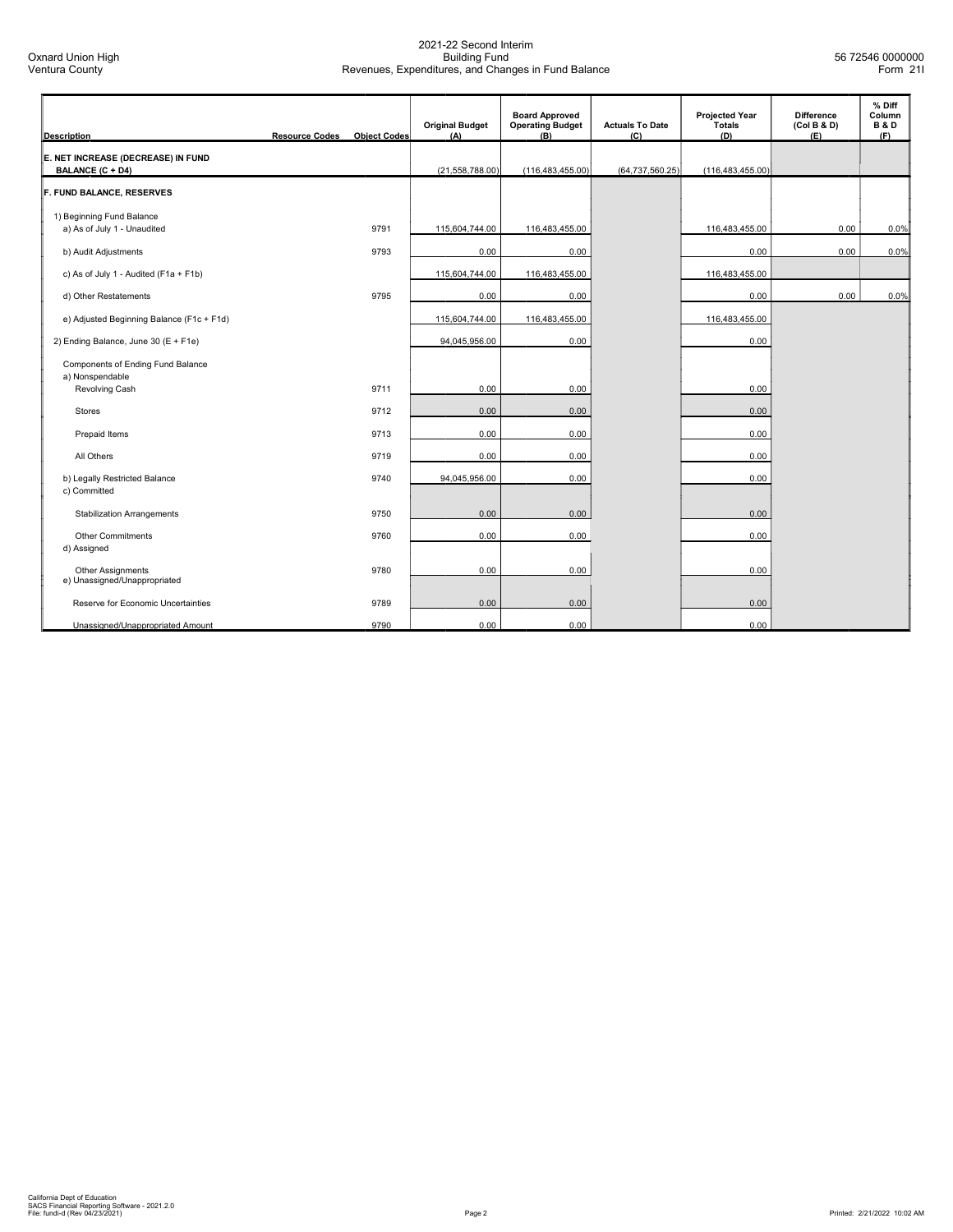Oxnard Union High
Ventura County

2021-22 Second Interim
Building Fund
Revenues, Expenditures, and Changes in Fund Balance

56 72546 0000000
Form 21I

| Description | Resource Codes | Object Codes | Original Budget (A) | Board Approved Operating Budget (B) | Actuals To Date (C) | Projected Year Totals (D) | Difference (Col B & D) (E) | % Diff Column B & D (F) |
|---|---|---|---|---|---|---|---|---|
| **E. NET INCREASE (DECREASE) IN FUND BALANCE (C + D4)** | | | (21,558,788.00) | (116,483,455.00) | (64,737,560.25) | (116,483,455.00) | | |
| **F. FUND BALANCE, RESERVES** | | | | | | | | |
| 1) Beginning Fund Balance | | | | | | | | |
| a) As of July 1 - Unaudited | | 9791 | 115,604,744.00 | 116,483,455.00 | | 116,483,455.00 | 0.00 | 0.0% |
| b) Audit Adjustments | | 9793 | 0.00 | 0.00 | | 0.00 | 0.00 | 0.0% |
| c) As of July 1 - Audited (F1a + F1b) | | | 115,604,744.00 | 116,483,455.00 | | 116,483,455.00 | | |
| d) Other Restatements | | 9795 | 0.00 | 0.00 | | 0.00 | 0.00 | 0.0% |
| e) Adjusted Beginning Balance (F1c + F1d) | | | 115,604,744.00 | 116,483,455.00 | | 116,483,455.00 | | |
| 2) Ending Balance, June 30 (E + F1e) | | | 94,045,956.00 | 0.00 | | 0.00 | | |
| Components of Ending Fund Balance | | | | | | | | |
| a) Nonspendable | | | | | | | | |
| Revolving Cash | | 9711 | 0.00 | 0.00 | | 0.00 | | |
| Stores | | 9712 | 0.00 | 0.00 | | 0.00 | | |
| Prepaid Items | | 9713 | 0.00 | 0.00 | | 0.00 | | |
| All Others | | 9719 | 0.00 | 0.00 | | 0.00 | | |
| b) Legally Restricted Balance | | 9740 | 94,045,956.00 | 0.00 | | 0.00 | | |
| c) Committed | | | | | | | | |
| Stabilization Arrangements | | 9750 | 0.00 | 0.00 | | 0.00 | | |
| Other Commitments | | 9760 | 0.00 | 0.00 | | 0.00 | | |
| d) Assigned | | | | | | | | |
| Other Assignments | | 9780 | 0.00 | 0.00 | | 0.00 | | |
| e) Unassigned/Unappropriated | | | | | | | | |
| Reserve for Economic Uncertainties | | 9789 | 0.00 | 0.00 | | 0.00 | | |
| Unassigned/Unappropriated Amount | | 9790 | 0.00 | 0.00 | | 0.00 | | |

California Dept of Education
SACS Financial Reporting Software - 2021.2.0
File: fundi-d (Rev 04/23/2021)

Printed: 2/21/2022 10:02 AM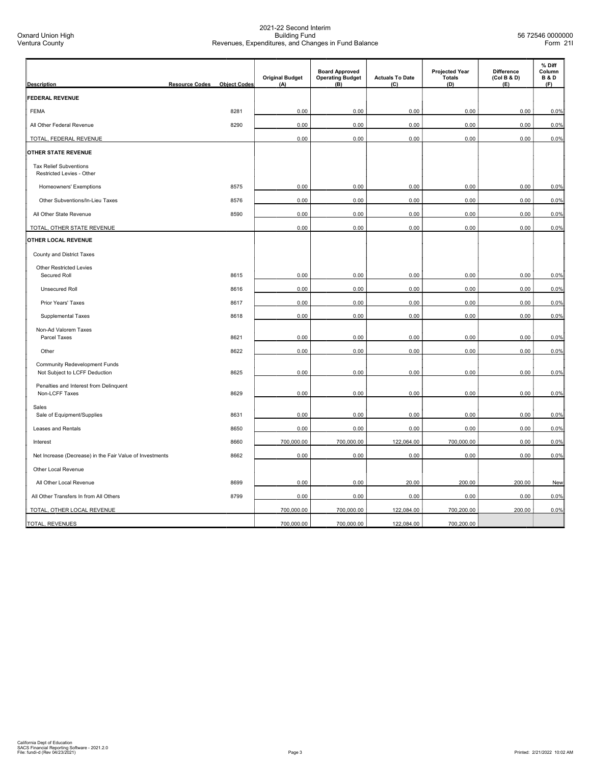Oxnard Union High
Ventura County

2021-22 Second Interim
Building Fund
Revenues, Expenditures, and Changes in Fund Balance

56 72546 0000000
Form 21I

| Description | Resource Codes | Object Codes | Original Budget (A) | Board Approved Operating Budget (B) | Actuals To Date (C) | Projected Year Totals (D) | Difference (Col B & D) (E) | % Diff Column B & D (F) |
|---|---|---|---|---|---|---|---|---|
| **FEDERAL REVENUE** | | | | | | | | |
| FEMA | | 8281 | 0.00 | 0.00 | 0.00 | 0.00 | 0.00 | 0.0% |
| All Other Federal Revenue | | 8290 | 0.00 | 0.00 | 0.00 | 0.00 | 0.00 | 0.0% |
| TOTAL, FEDERAL REVENUE | | | 0.00 | 0.00 | 0.00 | 0.00 | 0.00 | 0.0% |
| **OTHER STATE REVENUE** | | | | | | | | |
| Tax Relief Subventions Restricted Levies - Other | | | | | | | | |
| Homeowners' Exemptions | | 8575 | 0.00 | 0.00 | 0.00 | 0.00 | 0.00 | 0.0% |
| Other Subventions/In-Lieu Taxes | | 8576 | 0.00 | 0.00 | 0.00 | 0.00 | 0.00 | 0.0% |
| All Other State Revenue | | 8590 | 0.00 | 0.00 | 0.00 | 0.00 | 0.00 | 0.0% |
| TOTAL, OTHER STATE REVENUE | | | 0.00 | 0.00 | 0.00 | 0.00 | 0.00 | 0.0% |
| **OTHER LOCAL REVENUE** | | | | | | | | |
| County and District Taxes | | | | | | | | |
| Other Restricted Levies Secured Roll | | 8615 | 0.00 | 0.00 | 0.00 | 0.00 | 0.00 | 0.0% |
| Unsecured Roll | | 8616 | 0.00 | 0.00 | 0.00 | 0.00 | 0.00 | 0.0% |
| Prior Years' Taxes | | 8617 | 0.00 | 0.00 | 0.00 | 0.00 | 0.00 | 0.0% |
| Supplemental Taxes | | 8618 | 0.00 | 0.00 | 0.00 | 0.00 | 0.00 | 0.0% |
| Non-Ad Valorem Taxes Parcel Taxes | | 8621 | 0.00 | 0.00 | 0.00 | 0.00 | 0.00 | 0.0% |
| Other | | 8622 | 0.00 | 0.00 | 0.00 | 0.00 | 0.00 | 0.0% |
| Community Redevelopment Funds Not Subject to LCFF Deduction | | 8625 | 0.00 | 0.00 | 0.00 | 0.00 | 0.00 | 0.0% |
| Penalties and Interest from Delinquent Non-LCFF Taxes | | 8629 | 0.00 | 0.00 | 0.00 | 0.00 | 0.00 | 0.0% |
| Sales Sale of Equipment/Supplies | | 8631 | 0.00 | 0.00 | 0.00 | 0.00 | 0.00 | 0.0% |
| Leases and Rentals | | 8650 | 0.00 | 0.00 | 0.00 | 0.00 | 0.00 | 0.0% |
| Interest | | 8660 | 700,000.00 | 700,000.00 | 122,064.00 | 700,000.00 | 0.00 | 0.0% |
| Net Increase (Decrease) in the Fair Value of Investments | | 8662 | 0.00 | 0.00 | 0.00 | 0.00 | 0.00 | 0.0% |
| Other Local Revenue | | | | | | | | |
| All Other Local Revenue | | 8699 | 0.00 | 0.00 | 20.00 | 200.00 | 200.00 | New |
| All Other Transfers In from All Others | | 8799 | 0.00 | 0.00 | 0.00 | 0.00 | 0.00 | 0.0% |
| TOTAL, OTHER LOCAL REVENUE | | | 700,000.00 | 700,000.00 | 122,084.00 | 700,200.00 | 200.00 | 0.0% |
| TOTAL, REVENUES | | | 700,000.00 | 700,000.00 | 122,084.00 | 700,200.00 | | |

California Dept of Education
SACS Financial Reporting Software - 2021.2.0
File: fundi-d (Rev 04/23/2021)

Printed: 2/21/2022 10:02 AM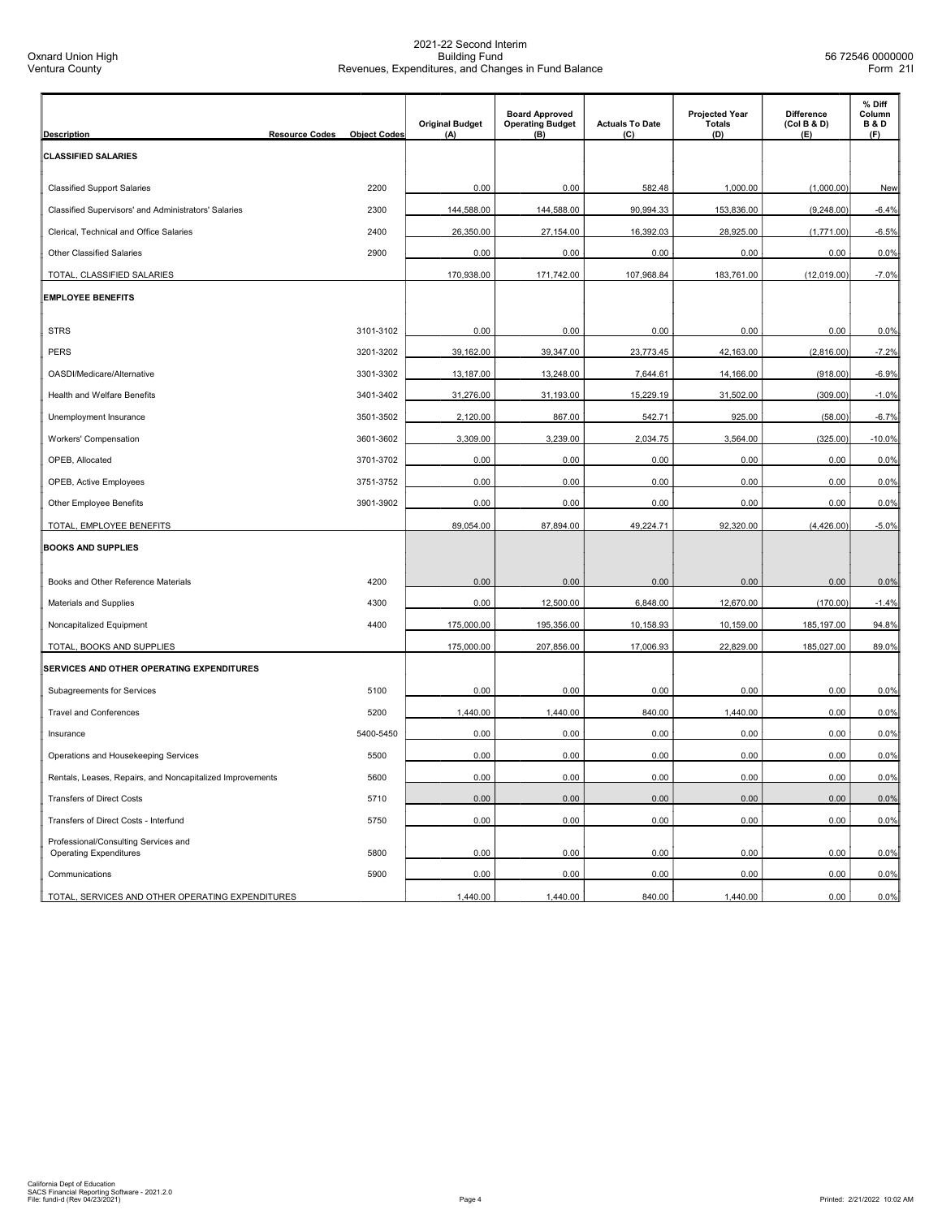| Description | Resource Codes | Object Codes | Original Budget (A) | Board Approved Operating Budget (B) | Actuals To Date (C) | Projected Year Totals (D) | Difference (Col B & D) (E) | % Diff Column B & D (F) |
|---|---|---|---|---|---|---|---|---|
| **CLASSIFIED SALARIES** | | | | | | | | |
| Classified Support Salaries | | 2200 | 0.00 | 0.00 | 582.48 | 1,000.00 | (1,000.00) | New |
| Classified Supervisors' and Administrators' Salaries | | 2300 | 144,588.00 | 144,588.00 | 90,994.33 | 153,836.00 | (9,248.00) | -6.4% |
| Clerical, Technical and Office Salaries | | 2400 | 26,350.00 | 27,154.00 | 16,392.03 | 28,925.00 | (1,771.00) | -6.5% |
| Other Classified Salaries | | 2900 | 0.00 | 0.00 | 0.00 | 0.00 | 0.00 | 0.0% |
| TOTAL, CLASSIFIED SALARIES | | | 170,938.00 | 171,742.00 | 107,968.84 | 183,761.00 | (12,019.00) | -7.0% |
| **EMPLOYEE BENEFITS** | | | | | | | | |
| STRS | | 3101-3102 | 0.00 | 0.00 | 0.00 | 0.00 | 0.00 | 0.0% |
| PERS | | 3201-3202 | 39,162.00 | 39,347.00 | 23,773.45 | 42,163.00 | (2,816.00) | -7.2% |
| OASDI/Medicare/Alternative | | 3301-3302 | 13,187.00 | 13,248.00 | 7,644.61 | 14,166.00 | (918.00) | -6.9% |
| Health and Welfare Benefits | | 3401-3402 | 31,276.00 | 31,193.00 | 15,229.19 | 31,502.00 | (309.00) | -1.0% |
| Unemployment Insurance | | 3501-3502 | 2,120.00 | 867.00 | 542.71 | 925.00 | (58.00) | -6.7% |
| Workers' Compensation | | 3601-3602 | 3,309.00 | 3,239.00 | 2,034.75 | 3,564.00 | (325.00) | -10.0% |
| OPEB, Allocated | | 3701-3702 | 0.00 | 0.00 | 0.00 | 0.00 | 0.00 | 0.0% |
| OPEB, Active Employees | | 3751-3752 | 0.00 | 0.00 | 0.00 | 0.00 | 0.00 | 0.0% |
| Other Employee Benefits | | 3901-3902 | 0.00 | 0.00 | 0.00 | 0.00 | 0.00 | 0.0% |
| TOTAL, EMPLOYEE BENEFITS | | | 89,054.00 | 87,894.00 | 49,224.71 | 92,320.00 | (4,426.00) | -5.0% |
| **BOOKS AND SUPPLIES** | | | | | | | | |
| Books and Other Reference Materials | | 4200 | 0.00 | 0.00 | 0.00 | 0.00 | 0.00 | 0.0% |
| Materials and Supplies | | 4300 | 0.00 | 12,500.00 | 6,848.00 | 12,670.00 | (170.00) | -1.4% |
| Noncapitalized Equipment | | 4400 | 175,000.00 | 195,356.00 | 10,158.93 | 10,159.00 | 185,197.00 | 94.8% |
| TOTAL, BOOKS AND SUPPLIES | | | 175,000.00 | 207,856.00 | 17,006.93 | 22,829.00 | 185,027.00 | 89.0% |
| **SERVICES AND OTHER OPERATING EXPENDITURES** | | | | | | | | |
| Subagreements for Services | | 5100 | 0.00 | 0.00 | 0.00 | 0.00 | 0.00 | 0.0% |
| Travel and Conferences | | 5200 | 1,440.00 | 1,440.00 | 840.00 | 1,440.00 | 0.00 | 0.0% |
| Insurance | | 5400-5450 | 0.00 | 0.00 | 0.00 | 0.00 | 0.00 | 0.0% |
| Operations and Housekeeping Services | | 5500 | 0.00 | 0.00 | 0.00 | 0.00 | 0.00 | 0.0% |
| Rentals, Leases, Repairs, and Noncapitalized Improvements | | 5600 | 0.00 | 0.00 | 0.00 | 0.00 | 0.00 | 0.0% |
| Transfers of Direct Costs | | 5710 | 0.00 | 0.00 | 0.00 | 0.00 | 0.00 | 0.0% |
| Transfers of Direct Costs - Interfund | | 5750 | 0.00 | 0.00 | 0.00 | 0.00 | 0.00 | 0.0% |
| Professional/Consulting Services and Operating Expenditures | | 5800 | 0.00 | 0.00 | 0.00 | 0.00 | 0.00 | 0.0% |
| Communications | | 5900 | 0.00 | 0.00 | 0.00 | 0.00 | 0.00 | 0.0% |
| TOTAL, SERVICES AND OTHER OPERATING EXPENDITURES | | | 1,440.00 | 1,440.00 | 840.00 | 1,440.00 | 0.00 | 0.0% |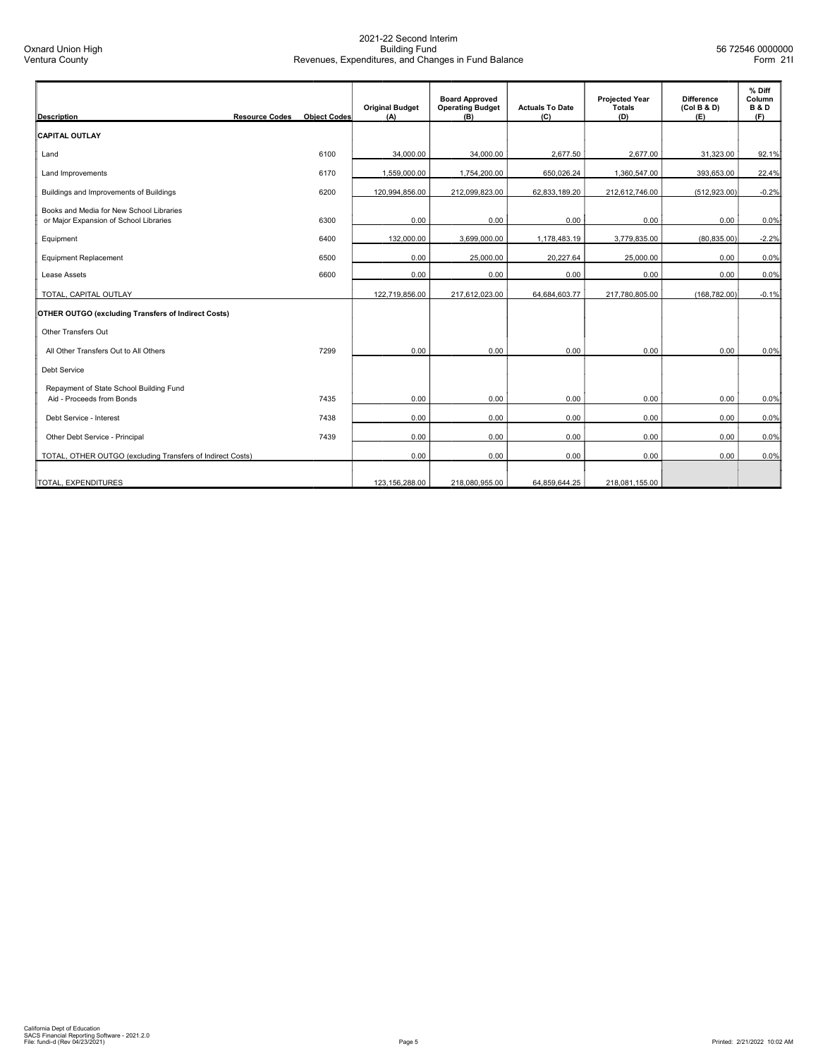Oxnard Union High
Ventura County

2021-22 Second Interim
Building Fund
Revenues, Expenditures, and Changes in Fund Balance

56 72546 0000000
Form 21I

| Description | Resource Codes | Object Codes | Original Budget (A) | Board Approved Operating Budget (B) | Actuals To Date (C) | Projected Year Totals (D) | Difference (Col B & D) (E) | % Diff Column B & D (F) |
|---|---|---|---|---|---|---|---|---|
| **CAPITAL OUTLAY** | | | | | | | | |
| Land | | 6100 | 34,000.00 | 34,000.00 | 2,677.50 | 2,677.00 | 31,323.00 | 92.1% |
| Land Improvements | | 6170 | 1,559,000.00 | 1,754,200.00 | 650,026.24 | 1,360,547.00 | 393,653.00 | 22.4% |
| Buildings and Improvements of Buildings | | 6200 | 120,994,856.00 | 212,099,823.00 | 62,833,189.20 | 212,612,746.00 | (512,923.00) | -0.2% |
| Books and Media for New School Libraries or Major Expansion of School Libraries | | 6300 | 0.00 | 0.00 | 0.00 | 0.00 | 0.00 | 0.0% |
| Equipment | | 6400 | 132,000.00 | 3,699,000.00 | 1,178,483.19 | 3,779,835.00 | (80,835.00) | -2.2% |
| Equipment Replacement | | 6500 | 0.00 | 25,000.00 | 20,227.64 | 25,000.00 | 0.00 | 0.0% |
| Lease Assets | | 6600 | 0.00 | 0.00 | 0.00 | 0.00 | 0.00 | 0.0% |
| TOTAL, CAPITAL OUTLAY | | | 122,719,856.00 | 217,612,023.00 | 64,684,603.77 | 217,780,805.00 | (168,782.00) | -0.1% |
| **OTHER OUTGO (excluding Transfers of Indirect Costs)** | | | | | | | | |
| Other Transfers Out | | | | | | | | |
| All Other Transfers Out to All Others | | 7299 | 0.00 | 0.00 | 0.00 | 0.00 | 0.00 | 0.0% |
| Debt Service | | | | | | | | |
| Repayment of State School Building Fund Aid - Proceeds from Bonds | | 7435 | 0.00 | 0.00 | 0.00 | 0.00 | 0.00 | 0.0% |
| Debt Service - Interest | | 7438 | 0.00 | 0.00 | 0.00 | 0.00 | 0.00 | 0.0% |
| Other Debt Service - Principal | | 7439 | 0.00 | 0.00 | 0.00 | 0.00 | 0.00 | 0.0% |
| TOTAL, OTHER OUTGO (excluding Transfers of Indirect Costs) | | | 0.00 | 0.00 | 0.00 | 0.00 | 0.00 | 0.0% |
| TOTAL, EXPENDITURES | | | 123,156,288.00 | 218,080,955.00 | 64,859,644.25 | 218,081,155.00 | | |

California Dept of Education
SACS Financial Reporting Software - 2021.2.0
File: fundi-d (Rev 04/23/2021)

Printed: 2/21/2022 10:02 AM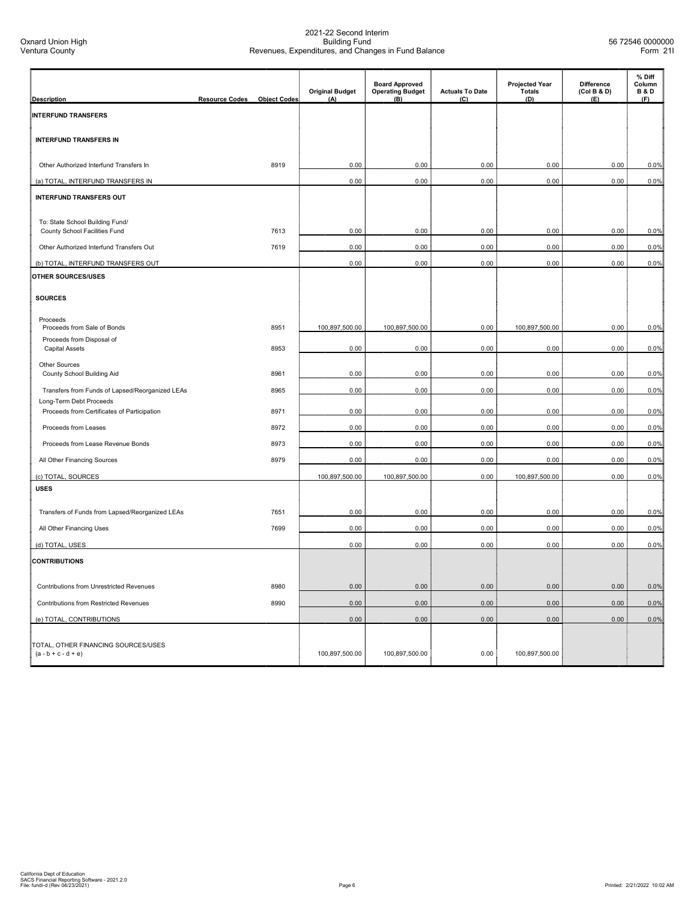Oxnard Union High
Ventura County

2021-22 Second Interim
Building Fund
Revenues, Expenditures, and Changes in Fund Balance

56 72546 0000000
Form 21I

| Description | Resource Codes | Object Codes | Original Budget (A) | Board Approved Operating Budget (B) | Actuals To Date (C) | Projected Year Totals (D) | Difference (Col B & D) (E) | % Diff Column B & D (F) |
|---|---|---|---|---|---|---|---|---|
| **INTERFUND TRANSFERS** | | | | | | | | |
| **INTERFUND TRANSFERS IN** | | | | | | | | |
| Other Authorized Interfund Transfers In | | 8919 | 0.00 | 0.00 | 0.00 | 0.00 | 0.00 | 0.0% |
| (a) TOTAL, INTERFUND TRANSFERS IN | | | 0.00 | 0.00 | 0.00 | 0.00 | 0.00 | 0.0% |
| **INTERFUND TRANSFERS OUT** | | | | | | | | |
| To: State School Building Fund/ County School Facilities Fund | | 7613 | 0.00 | 0.00 | 0.00 | 0.00 | 0.00 | 0.0% |
| Other Authorized Interfund Transfers Out | | 7619 | 0.00 | 0.00 | 0.00 | 0.00 | 0.00 | 0.0% |
| (b) TOTAL, INTERFUND TRANSFERS OUT | | | 0.00 | 0.00 | 0.00 | 0.00 | 0.00 | 0.0% |
| **OTHER SOURCES/USES** | | | | | | | | |
| **SOURCES** | | | | | | | | |
| Proceeds | | | | | | | | |
| Proceeds from Sale of Bonds | | 8951 | 100,897,500.00 | 100,897,500.00 | 0.00 | 100,897,500.00 | 0.00 | 0.0% |
| Proceeds from Disposal of Capital Assets | | 8953 | 0.00 | 0.00 | 0.00 | 0.00 | 0.00 | 0.0% |
| Other Sources | | | | | | | | |
| County School Building Aid | | 8961 | 0.00 | 0.00 | 0.00 | 0.00 | 0.00 | 0.0% |
| Transfers from Funds of Lapsed/Reorganized LEAs | | 8965 | 0.00 | 0.00 | 0.00 | 0.00 | 0.00 | 0.0% |
| Long-Term Debt Proceeds | | | | | | | | |
| Proceeds from Certificates of Participation | | 8971 | 0.00 | 0.00 | 0.00 | 0.00 | 0.00 | 0.0% |
| Proceeds from Leases | | 8972 | 0.00 | 0.00 | 0.00 | 0.00 | 0.00 | 0.0% |
| Proceeds from Lease Revenue Bonds | | 8973 | 0.00 | 0.00 | 0.00 | 0.00 | 0.00 | 0.0% |
| All Other Financing Sources | | 8979 | 0.00 | 0.00 | 0.00 | 0.00 | 0.00 | 0.0% |
| (c) TOTAL, SOURCES | | | 100,897,500.00 | 100,897,500.00 | 0.00 | 100,897,500.00 | 0.00 | 0.0% |
| **USES** | | | | | | | | |
| Transfers of Funds from Lapsed/Reorganized LEAs | | 7651 | 0.00 | 0.00 | 0.00 | 0.00 | 0.00 | 0.0% |
| All Other Financing Uses | | 7699 | 0.00 | 0.00 | 0.00 | 0.00 | 0.00 | 0.0% |
| (d) TOTAL, USES | | | 0.00 | 0.00 | 0.00 | 0.00 | 0.00 | 0.0% |
| **CONTRIBUTIONS** | | | | | | | | |
| Contributions from Unrestricted Revenues | | 8980 | 0.00 | 0.00 | 0.00 | 0.00 | 0.00 | 0.0% |
| Contributions from Restricted Revenues | | 8990 | 0.00 | 0.00 | 0.00 | 0.00 | 0.00 | 0.0% |
| (e) TOTAL, CONTRIBUTIONS | | | 0.00 | 0.00 | 0.00 | 0.00 | 0.00 | 0.0% |
| TOTAL, OTHER FINANCING SOURCES/USES (a - b + c - d + e) | | | 100,897,500.00 | 100,897,500.00 | 0.00 | 100,897,500.00 | | |

California Dept of Education
SACS Financial Reporting Software - 2021.2.0
File: fundi-d (Rev 04/23/2021)

Printed: 2/21/2022 10:02 AM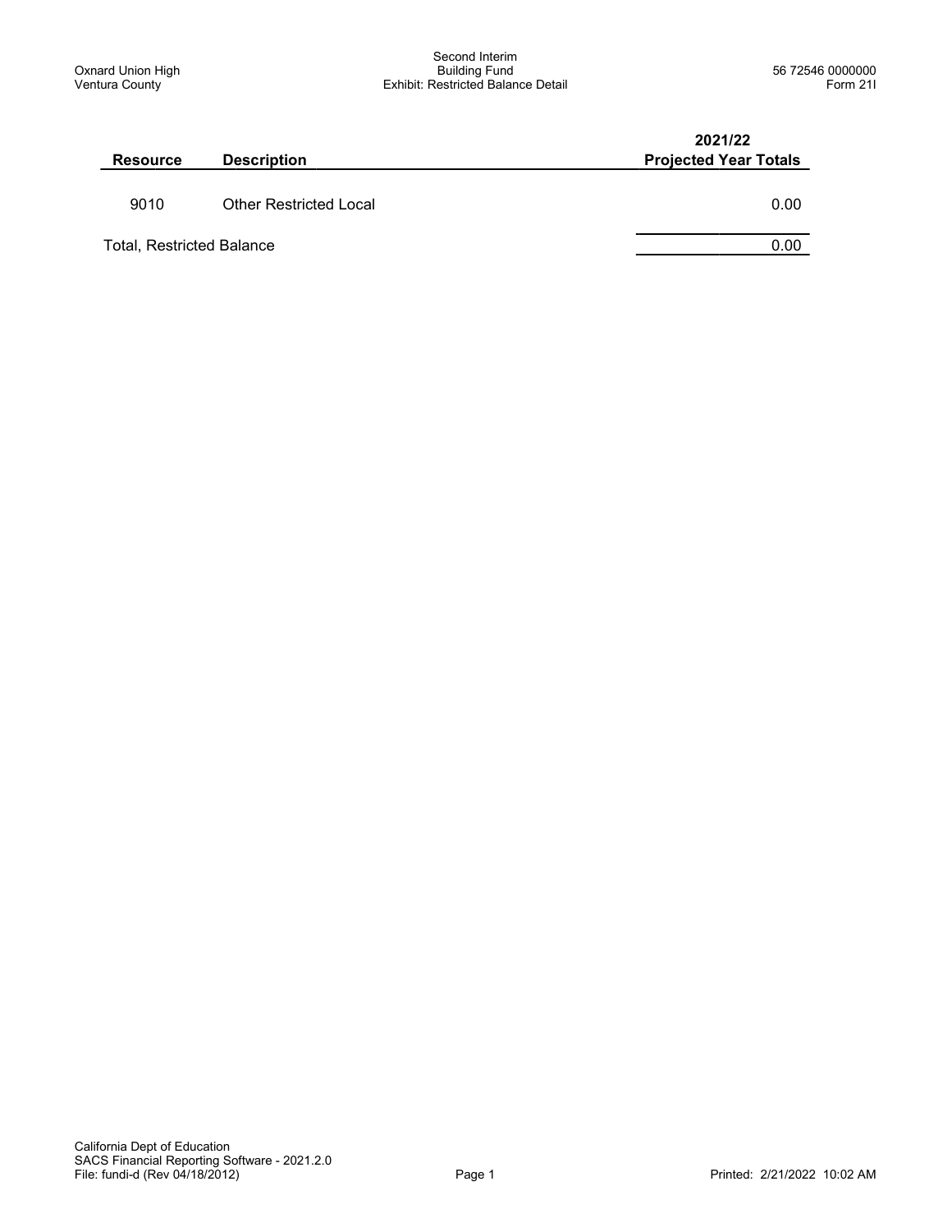Oxnard Union High
Ventura County

Second Interim
Building Fund
Exhibit: Restricted Balance Detail

56 72546 0000000
Form 21I

| Resource | Description | 2021/22 Projected Year Totals |
| --- | --- | --- |
| 9010 | Other Restricted Local | 0.00 |
| Total, Restricted Balance | | 0.00 |

California Dept of Education
SACS Financial Reporting Software - 2021.2.0
File: fundi-d (Rev 04/18/2012)

Printed: 2/21/2022 10:02 AM